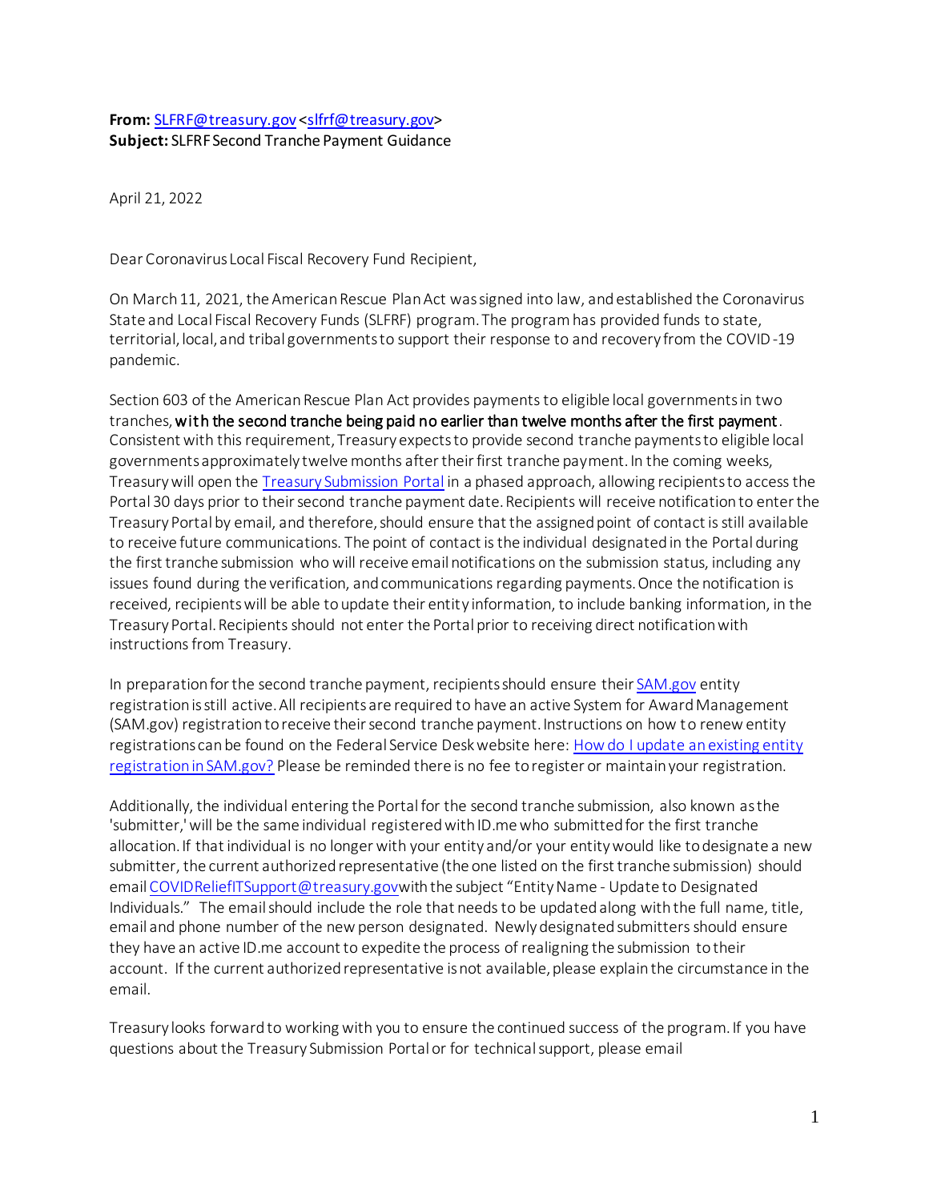**From:** SLFRF@treasury.gov <slfrf@treasury.gov>
**Subject:** SLFRF Second Tranche Payment Guidance

April 21, 2022

Dear Coronavirus Local Fiscal Recovery Fund Recipient,

On March 11, 2021, the American Rescue Plan Act was signed into law, and established the Coronavirus State and Local Fiscal Recovery Funds (SLFRF) program. The program has provided funds to state, territorial, local, and tribal governments to support their response to and recovery from the COVID-19 pandemic.

Section 603 of the American Rescue Plan Act provides payments to eligible local governments in two tranches, with the second tranche being paid no earlier than twelve months after the first payment. Consistent with this requirement, Treasury expects to provide second tranche payments to eligible local governments approximately twelve months after their first tranche payment. In the coming weeks, Treasury will open the Treasury Submission Portal in a phased approach, allowing recipients to access the Portal 30 days prior to their second tranche payment date. Recipients will receive notification to enter the Treasury Portal by email, and therefore, should ensure that the assigned point of contact is still available to receive future communications. The point of contact is the individual designated in the Portal during the first tranche submission who will receive email notifications on the submission status, including any issues found during the verification, and communications regarding payments. Once the notification is received, recipients will be able to update their entity information, to include banking information, in the Treasury Portal. Recipients should not enter the Portal prior to receiving direct notification with instructions from Treasury.

In preparation for the second tranche payment, recipients should ensure their SAM.gov entity registration is still active. All recipients are required to have an active System for Award Management (SAM.gov) registration to receive their second tranche payment. Instructions on how to renew entity registrations can be found on the Federal Service Desk website here: How do I update an existing entity registration in SAM.gov? Please be reminded there is no fee to register or maintain your registration.

Additionally, the individual entering the Portal for the second tranche submission, also known as the 'submitter,' will be the same individual registered with ID.me who submitted for the first tranche allocation. If that individual is no longer with your entity and/or your entity would like to designate a new submitter, the current authorized representative (the one listed on the first tranche submission) should email COVIDReliefITSupport@treasury.gov with the subject "Entity Name - Update to Designated Individuals." The email should include the role that needs to be updated along with the full name, title, email and phone number of the new person designated. Newly designated submitters should ensure they have an active ID.me account to expedite the process of realigning the submission to their account. If the current authorized representative is not available, please explain the circumstance in the email.

Treasury looks forward to working with you to ensure the continued success of the program. If you have questions about the Treasury Submission Portal or for technical support, please email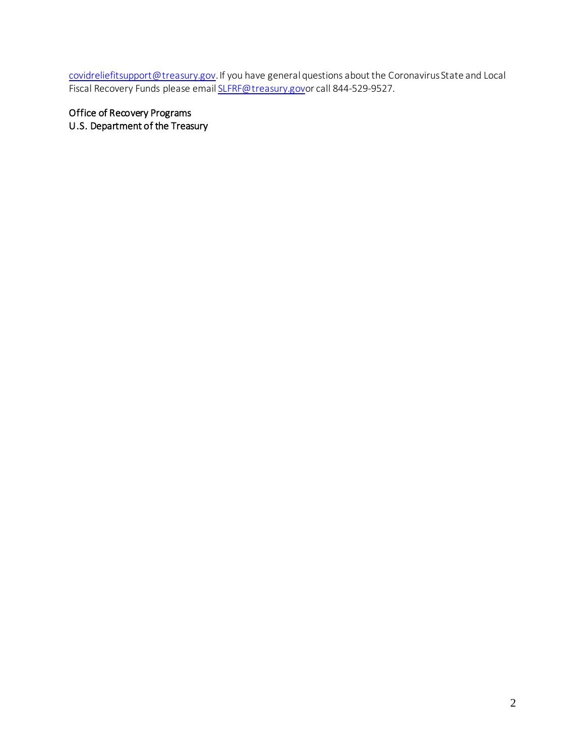covidreliefitsupport@treasury.gov. If you have general questions about the Coronavirus State and Local Fiscal Recovery Funds please email SLFRF@treasury.govor call 844-529-9527.

Office of Recovery Programs
U.S. Department of the Treasury